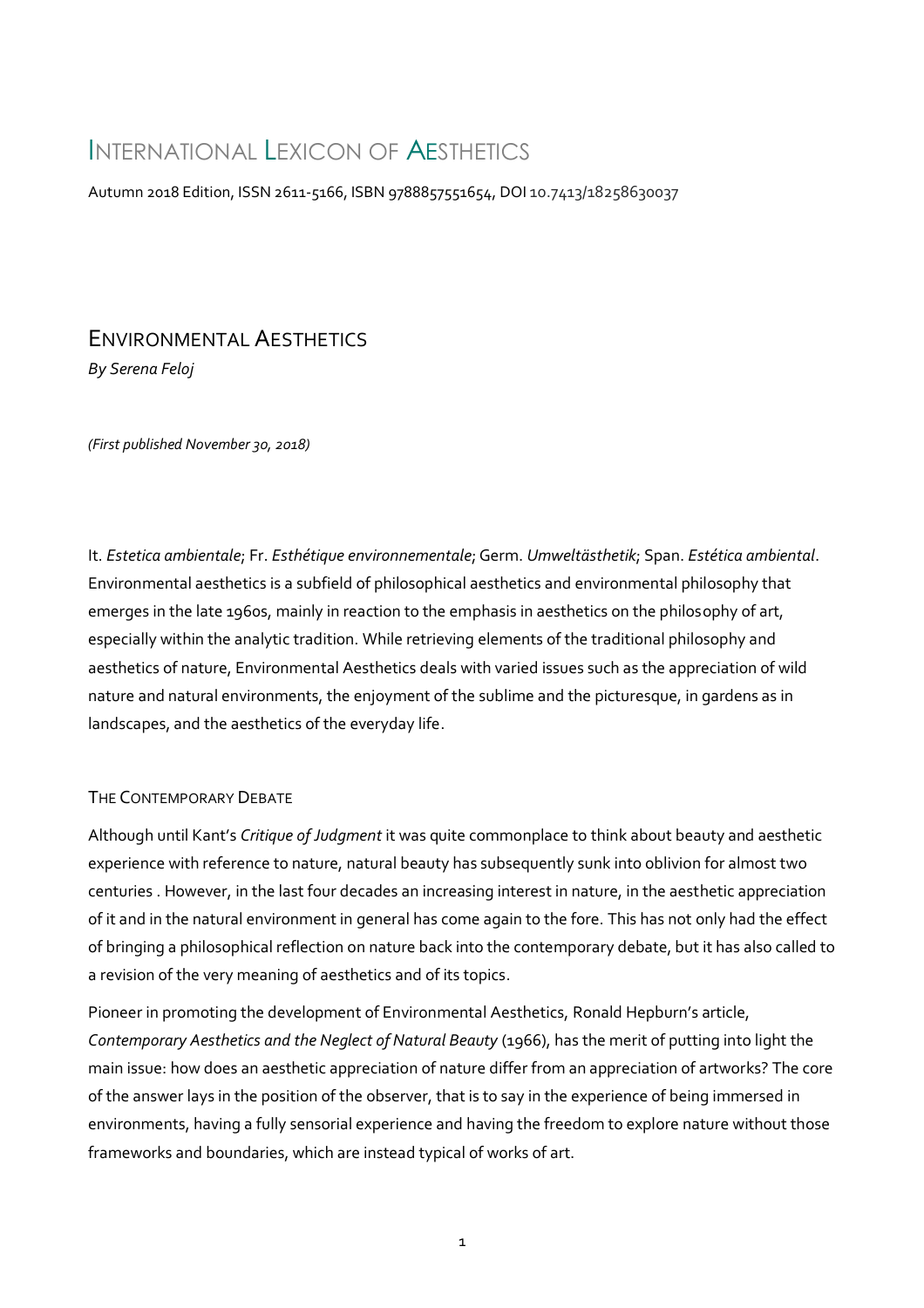# International Lexicon of Aesthetics

Autumn 2018 Edition, ISSN 2611-5166, ISBN 9788857551654, DOI 10.7413/18258630037

## Environmental Aesthetics

*By Serena Feloj*

*(First published November 30, 2018)*

It. *Estetica ambientale*; Fr. *Esthétique environnementale*; Germ. *Umweltästhetik*; Span. *Estética ambiental*. Environmental aesthetics is a subfield of philosophical aesthetics and environmental philosophy that emerges in the late 1960s, mainly in reaction to the emphasis in aesthetics on the philosophy of art, especially within the analytic tradition. While retrieving elements of the traditional philosophy and aesthetics of nature, Environmental Aesthetics deals with varied issues such as the appreciation of wild nature and natural environments, the enjoyment of the sublime and the picturesque, in gardens as in landscapes, and the aesthetics of the everyday life.

### The Contemporary Debate

Although until Kant's *Critique of Judgment* it was quite commonplace to think about beauty and aesthetic experience with reference to nature, natural beauty has subsequently sunk into oblivion for almost two centuries . However, in the last four decades an increasing interest in nature, in the aesthetic appreciation of it and in the natural environment in general has come again to the fore. This has not only had the effect of bringing a philosophical reflection on nature back into the contemporary debate, but it has also called to a revision of the very meaning of aesthetics and of its topics.

Pioneer in promoting the development of Environmental Aesthetics, Ronald Hepburn's article, *Contemporary Aesthetics and the Neglect of Natural Beauty* (1966), has the merit of putting into light the main issue: how does an aesthetic appreciation of nature differ from an appreciation of artworks? The core of the answer lays in the position of the observer, that is to say in the experience of being immersed in environments, having a fully sensorial experience and having the freedom to explore nature without those frameworks and boundaries, which are instead typical of works of art.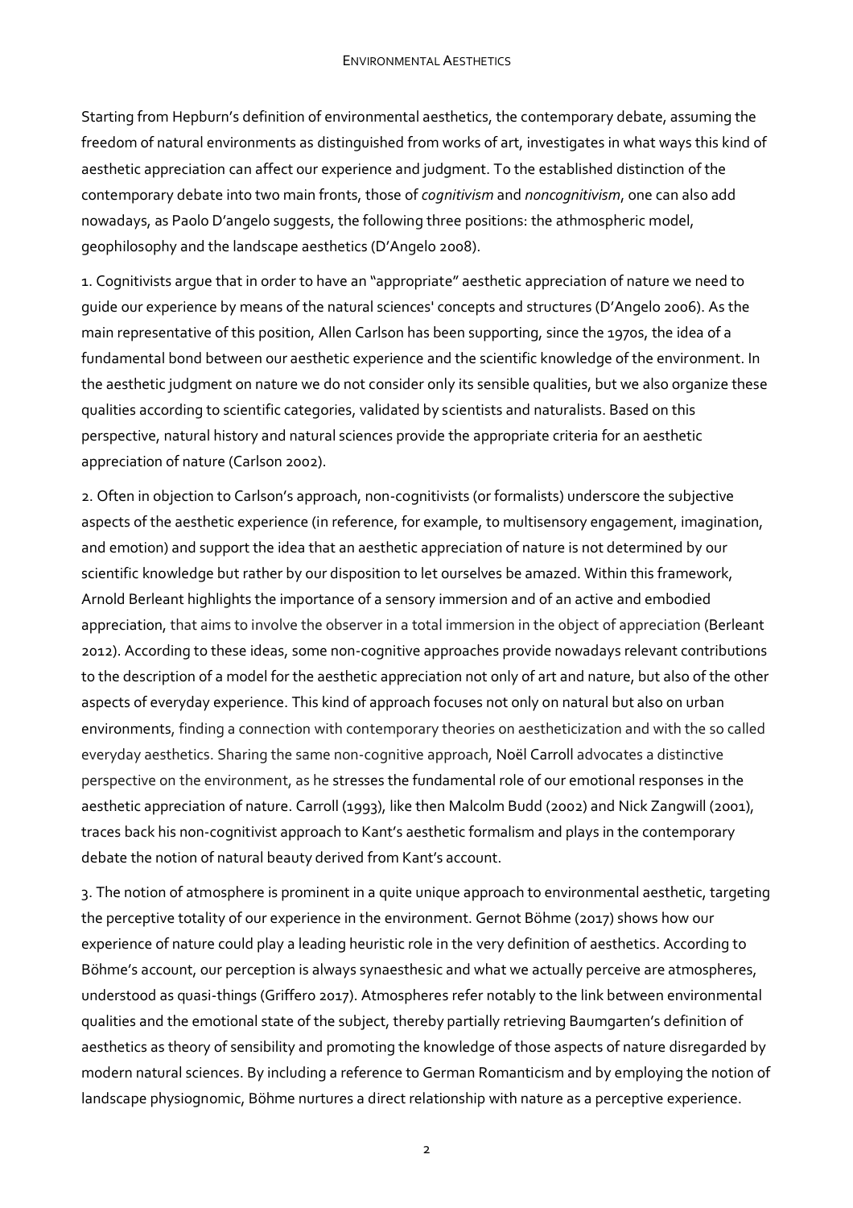Starting from Hepburn's definition of environmental aesthetics, the contemporary debate, assuming the freedom of natural environments as distinguished from works of art, investigates in what ways this kind of aesthetic appreciation can affect our experience and judgment. To the established distinction of the contemporary debate into two main fronts, those of *cognitivism* and *noncognitivism*, one can also add nowadays, as Paolo D'angelo suggests, the following three positions: the athmospheric model, geophilosophy and the landscape aesthetics (D'Angelo 2008).

1. Cognitivists argue that in order to have an "appropriate" aesthetic appreciation of nature we need to guide our experience by means of the natural sciences' concepts and structures (D'Angelo 2006). As the main representative of this position, Allen Carlson has been supporting, since the 1970s, the idea of a fundamental bond between our aesthetic experience and the scientific knowledge of the environment. In the aesthetic judgment on nature we do not consider only its sensible qualities, but we also organize these qualities according to scientific categories, validated by scientists and naturalists. Based on this perspective, natural history and natural sciences provide the appropriate criteria for an aesthetic appreciation of nature (Carlson 2002).

2. Often in objection to Carlson's approach, non-cognitivists (or formalists) underscore the subjective aspects of the aesthetic experience (in reference, for example, to multisensory engagement, imagination, and emotion) and support the idea that an aesthetic appreciation of nature is not determined by our scientific knowledge but rather by our disposition to let ourselves be amazed. Within this framework, Arnold Berleant highlights the importance of a sensory immersion and of an active and embodied appreciation, that aims to involve the observer in a total immersion in the object of appreciation (Berleant 2012). According to these ideas, some non-cognitive approaches provide nowadays relevant contributions to the description of a model for the aesthetic appreciation not only of art and nature, but also of the other aspects of everyday experience. This kind of approach focuses not only on natural but also on urban environments, finding a connection with contemporary theories on aestheticization and with the so called everyday aesthetics. Sharing the same non-cognitive approach, Noël Carroll advocates a distinctive perspective on the environment, as he stresses the fundamental role of our emotional responses in the aesthetic appreciation of nature. Carroll (1993), like then Malcolm Budd (2002) and Nick Zangwill (2001), traces back his non-cognitivist approach to Kant's aesthetic formalism and plays in the contemporary debate the notion of natural beauty derived from Kant's account.

3. The notion of atmosphere is prominent in a quite unique approach to environmental aesthetic, targeting the perceptive totality of our experience in the environment. Gernot Böhme (2017) shows how our experience of nature could play a leading heuristic role in the very definition of aesthetics. According to Böhme's account, our perception is always synaesthesic and what we actually perceive are atmospheres, understood as quasi-things (Griffero 2017). Atmospheres refer notably to the link between environmental qualities and the emotional state of the subject, thereby partially retrieving Baumgarten's definition of aesthetics as theory of sensibility and promoting the knowledge of those aspects of nature disregarded by modern natural sciences. By including a reference to German Romanticism and by employing the notion of landscape physiognomic, Böhme nurtures a direct relationship with nature as a perceptive experience.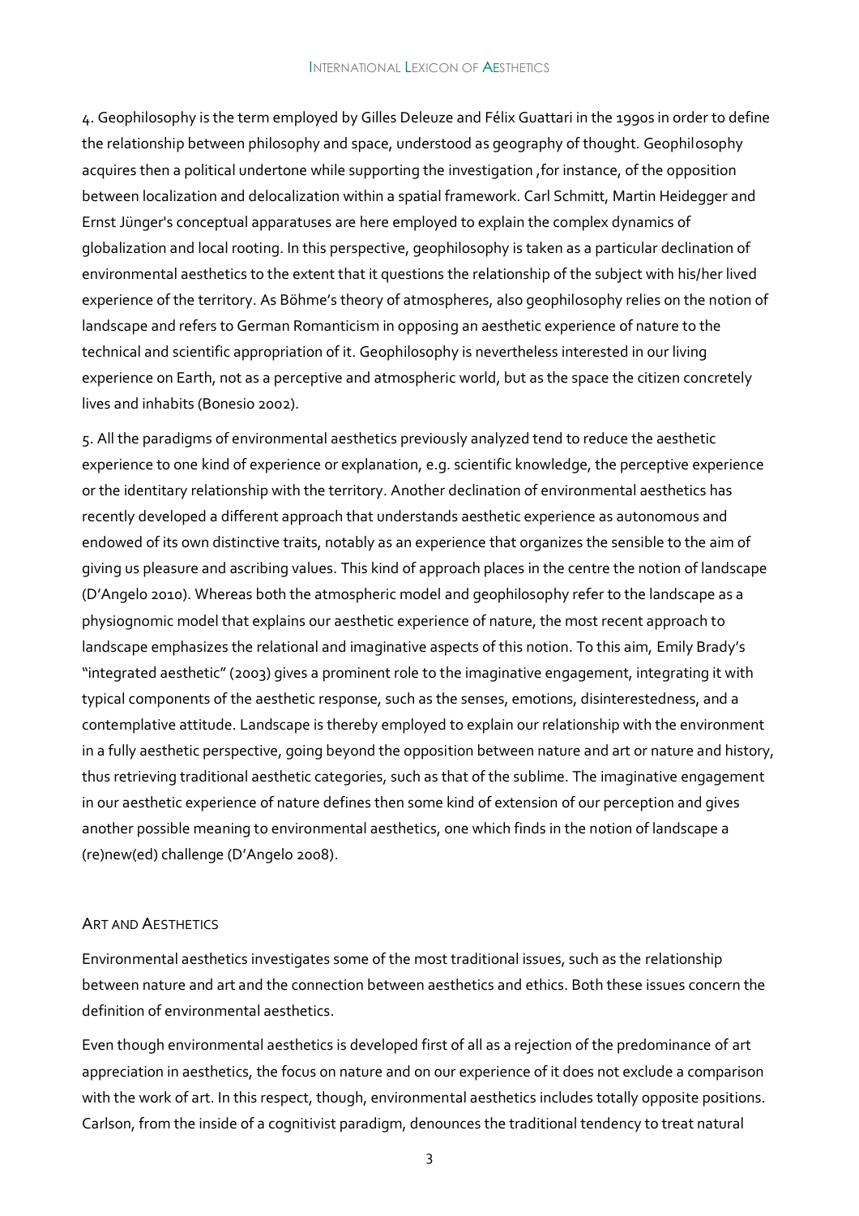4. Geophilosophy is the term employed by Gilles Deleuze and Félix Guattari in the 1990s in order to define the relationship between philosophy and space, understood as geography of thought. Geophilosophy acquires then a political undertone while supporting the investigation ,for instance, of the opposition between localization and delocalization within a spatial framework. Carl Schmitt, Martin Heidegger and Ernst Jünger's conceptual apparatuses are here employed to explain the complex dynamics of globalization and local rooting. In this perspective, geophilosophy is taken as a particular declination of environmental aesthetics to the extent that it questions the relationship of the subject with his/her lived experience of the territory. As Böhme's theory of atmospheres, also geophilosophy relies on the notion of landscape and refers to German Romanticism in opposing an aesthetic experience of nature to the technical and scientific appropriation of it. Geophilosophy is nevertheless interested in our living experience on Earth, not as a perceptive and atmospheric world, but as the space the citizen concretely lives and inhabits (Bonesio 2002).

5. All the paradigms of environmental aesthetics previously analyzed tend to reduce the aesthetic experience to one kind of experience or explanation, e.g. scientific knowledge, the perceptive experience or the identitary relationship with the territory. Another declination of environmental aesthetics has recently developed a different approach that understands aesthetic experience as autonomous and endowed of its own distinctive traits, notably as an experience that organizes the sensible to the aim of giving us pleasure and ascribing values. This kind of approach places in the centre the notion of landscape (D'Angelo 2010). Whereas both the atmospheric model and geophilosophy refer to the landscape as a physiognomic model that explains our aesthetic experience of nature, the most recent approach to landscape emphasizes the relational and imaginative aspects of this notion. To this aim, Emily Brady's "integrated aesthetic" (2003) gives a prominent role to the imaginative engagement, integrating it with typical components of the aesthetic response, such as the senses, emotions, disinterestedness, and a contemplative attitude. Landscape is thereby employed to explain our relationship with the environment in a fully aesthetic perspective, going beyond the opposition between nature and art or nature and history, thus retrieving traditional aesthetic categories, such as that of the sublime. The imaginative engagement in our aesthetic experience of nature defines then some kind of extension of our perception and gives another possible meaning to environmental aesthetics, one which finds in the notion of landscape a (re)new(ed) challenge (D'Angelo 2008).

## Art and Aesthetics

Environmental aesthetics investigates some of the most traditional issues, such as the relationship between nature and art and the connection between aesthetics and ethics. Both these issues concern the definition of environmental aesthetics.

Even though environmental aesthetics is developed first of all as a rejection of the predominance of art appreciation in aesthetics, the focus on nature and on our experience of it does not exclude a comparison with the work of art. In this respect, though, environmental aesthetics includes totally opposite positions. Carlson, from the inside of a cognitivist paradigm, denounces the traditional tendency to treat natural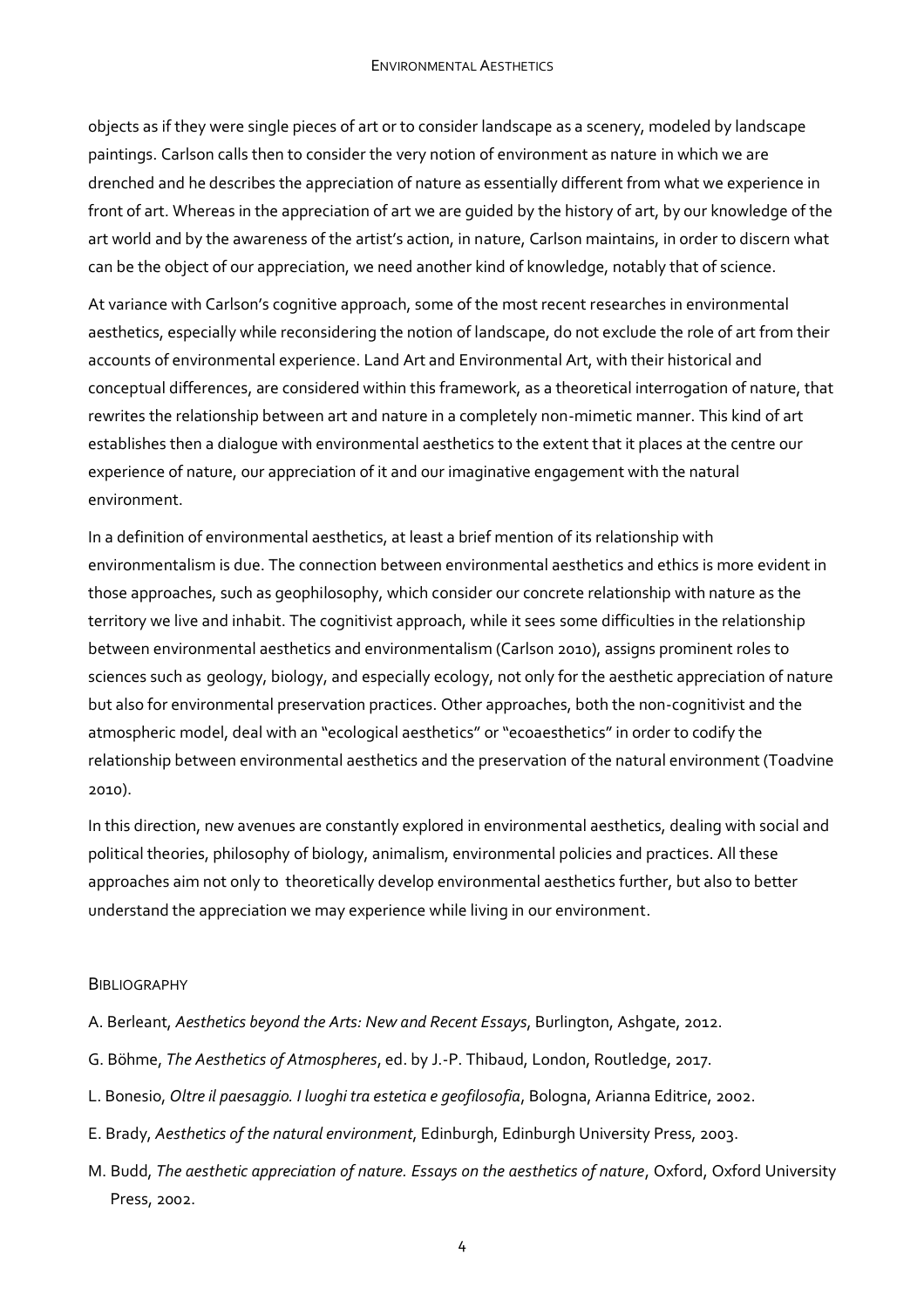objects as if they were single pieces of art or to consider landscape as a scenery, modeled by landscape paintings. Carlson calls then to consider the very notion of environment as nature in which we are drenched and he describes the appreciation of nature as essentially different from what we experience in front of art. Whereas in the appreciation of art we are guided by the history of art, by our knowledge of the art world and by the awareness of the artist's action, in nature, Carlson maintains, in order to discern what can be the object of our appreciation, we need another kind of knowledge, notably that of science.

At variance with Carlson's cognitive approach, some of the most recent researches in environmental aesthetics, especially while reconsidering the notion of landscape, do not exclude the role of art from their accounts of environmental experience. Land Art and Environmental Art, with their historical and conceptual differences, are considered within this framework, as a theoretical interrogation of nature, that rewrites the relationship between art and nature in a completely non-mimetic manner. This kind of art establishes then a dialogue with environmental aesthetics to the extent that it places at the centre our experience of nature, our appreciation of it and our imaginative engagement with the natural environment.

In a definition of environmental aesthetics, at least a brief mention of its relationship with environmentalism is due. The connection between environmental aesthetics and ethics is more evident in those approaches, such as geophilosophy, which consider our concrete relationship with nature as the territory we live and inhabit. The cognitivist approach, while it sees some difficulties in the relationship between environmental aesthetics and environmentalism (Carlson 2010), assigns prominent roles to sciences such as geology, biology, and especially ecology, not only for the aesthetic appreciation of nature but also for environmental preservation practices. Other approaches, both the non-cognitivist and the atmospheric model, deal with an "ecological aesthetics" or "ecoaesthetics" in order to codify the relationship between environmental aesthetics and the preservation of the natural environment (Toadvine 2010).

In this direction, new avenues are constantly explored in environmental aesthetics, dealing with social and political theories, philosophy of biology, animalism, environmental policies and practices. All these approaches aim not only to theoretically develop environmental aesthetics further, but also to better understand the appreciation we may experience while living in our environment.

## Bibliography

- A. Berleant, *Aesthetics beyond the Arts: New and Recent Essays*, Burlington, Ashgate, 2012.
- G. Böhme, *The Aesthetics of Atmospheres*, ed. by J.-P. Thibaud, London, Routledge, 2017.
- L. Bonesio, *Oltre il paesaggio. I luoghi tra estetica e geofilosofia*, Bologna, Arianna Editrice, 2002.
- E. Brady, *Aesthetics of the natural environment*, Edinburgh, Edinburgh University Press, 2003.
- M. Budd, *The aesthetic appreciation of nature. Essays on the aesthetics of nature*, Oxford, Oxford University Press, 2002.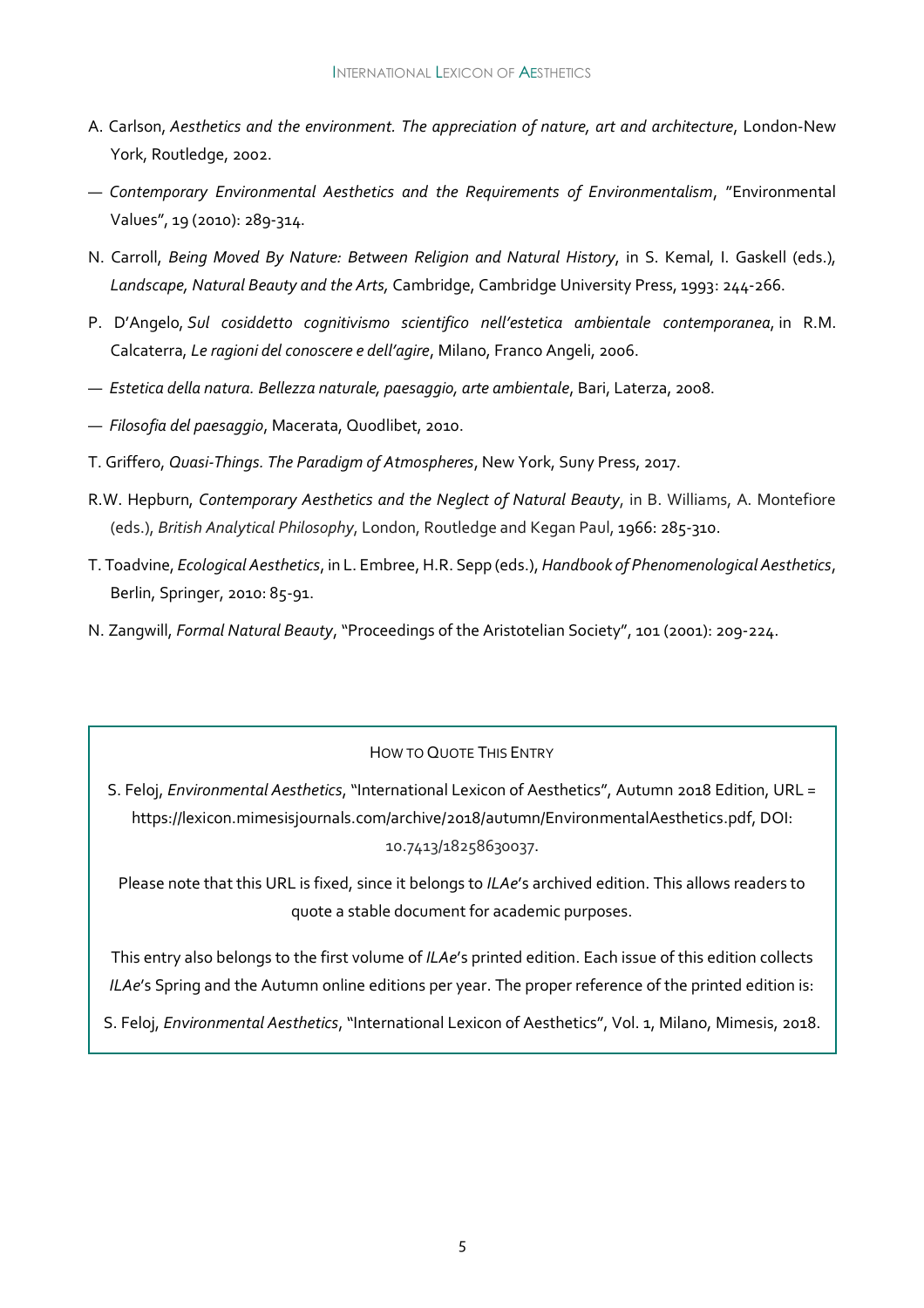A. Carlson, *Aesthetics and the environment. The appreciation of nature, art and architecture*, London-New York, Routledge, 2002.

— *Contemporary Environmental Aesthetics and the Requirements of Environmentalism*, "Environmental Values", 19 (2010): 289-314.

N. Carroll, *Being Moved By Nature: Between Religion and Natural History*, in S. Kemal, I. Gaskell (eds.), *Landscape, Natural Beauty and the Arts,* Cambridge, Cambridge University Press, 1993: 244-266.

P. D'Angelo, *Sul cosiddetto cognitivismo scientifico nell'estetica ambientale contemporanea*, in R.M. Calcaterra, *Le ragioni del conoscere e dell'agire*, Milano, Franco Angeli, 2006.

— *Estetica della natura. Bellezza naturale, paesaggio, arte ambientale*, Bari, Laterza, 2008.

— *Filosofia del paesaggio*, Macerata, Quodlibet, 2010.

T. Griffero, *Quasi-Things. The Paradigm of Atmospheres*, New York, Suny Press, 2017.

R.W. Hepburn, *Contemporary Aesthetics and the Neglect of Natural Beauty*, in B. Williams, A. Montefiore (eds.), *British Analytical Philosophy*, London, Routledge and Kegan Paul, 1966: 285-310.

T. Toadvine, *Ecological Aesthetics*, in L. Embree, H.R. Sepp (eds.), *Handbook of Phenomenological Aesthetics*, Berlin, Springer, 2010: 85-91.

N. Zangwill, *Formal Natural Beauty*, "Proceedings of the Aristotelian Society", 101 (2001): 209-224.

HOW TO QUOTE THIS ENTRY

S. Feloj, *Environmental Aesthetics*, "International Lexicon of Aesthetics", Autumn 2018 Edition, URL = https://lexicon.mimesisjournals.com/archive/2018/autumn/EnvironmentalAesthetics.pdf, DOI: 10.7413/18258630037.

Please note that this URL is fixed, since it belongs to *ILAe*'s archived edition. This allows readers to quote a stable document for academic purposes.

This entry also belongs to the first volume of *ILAe*'s printed edition. Each issue of this edition collects *ILAe*'s Spring and the Autumn online editions per year. The proper reference of the printed edition is:

S. Feloj, *Environmental Aesthetics*, "International Lexicon of Aesthetics", Vol. 1, Milano, Mimesis, 2018.